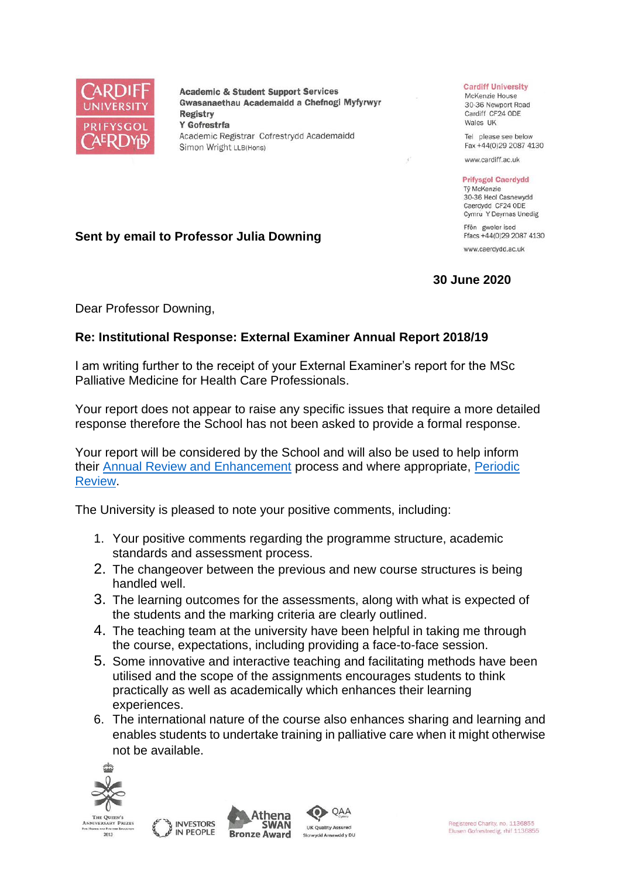Academic & Student Support Services
Gwasanaethau Academaidd a Chefnogi Myfyrwyr
Registry
Y Gofrestrfa
Academic Registrar Cofrestrydd Academaidd
Simon Wright LLB(Hons)

Cardiff University
McKenzie House
30-36 Newport Road
Cardiff CF24 0DE
Wales UK

Tel please see below
Fax +44(0)29 2087 4130

www.cardiff.ac.uk

Prifysgol Caerdydd
Tŷ McKenzie
30-36 Heol Casnewydd
Caerdydd CF24 0DE
Cymru Y Deyrnas Unedig

Ffôn gweler isod
Ffacs +44(0)29 2087 4130

www.caerdydd.ac.uk

**Sent by email to Professor Julia Downing**

**30 June 2020**

Dear Professor Downing,

**Re: Institutional Response: External Examiner Annual Report 2018/19**

I am writing further to the receipt of your External Examiner's report for the MSc Palliative Medicine for Health Care Professionals.

Your report does not appear to raise any specific issues that require a more detailed response therefore the School has not been asked to provide a formal response.

Your report will be considered by the School and will also be used to help inform their Annual Review and Enhancement process and where appropriate, Periodic Review.

The University is pleased to note your positive comments, including:

1. Your positive comments regarding the programme structure, academic standards and assessment process.
2. The changeover between the previous and new course structures is being handled well.
3. The learning outcomes for the assessments, along with what is expected of the students and the marking criteria are clearly outlined.
4. The teaching team at the university have been helpful in taking me through the course, expectations, including providing a face-to-face session.
5. Some innovative and interactive teaching and facilitating methods have been utilised and the scope of the assignments encourages students to think practically as well as academically which enhances their learning experiences.
6. The international nature of the course also enhances sharing and learning and enables students to undertake training in palliative care when it might otherwise not be available.

Registered Charity, no. 1136855
Elusen Gofrestredig, rhif 1136855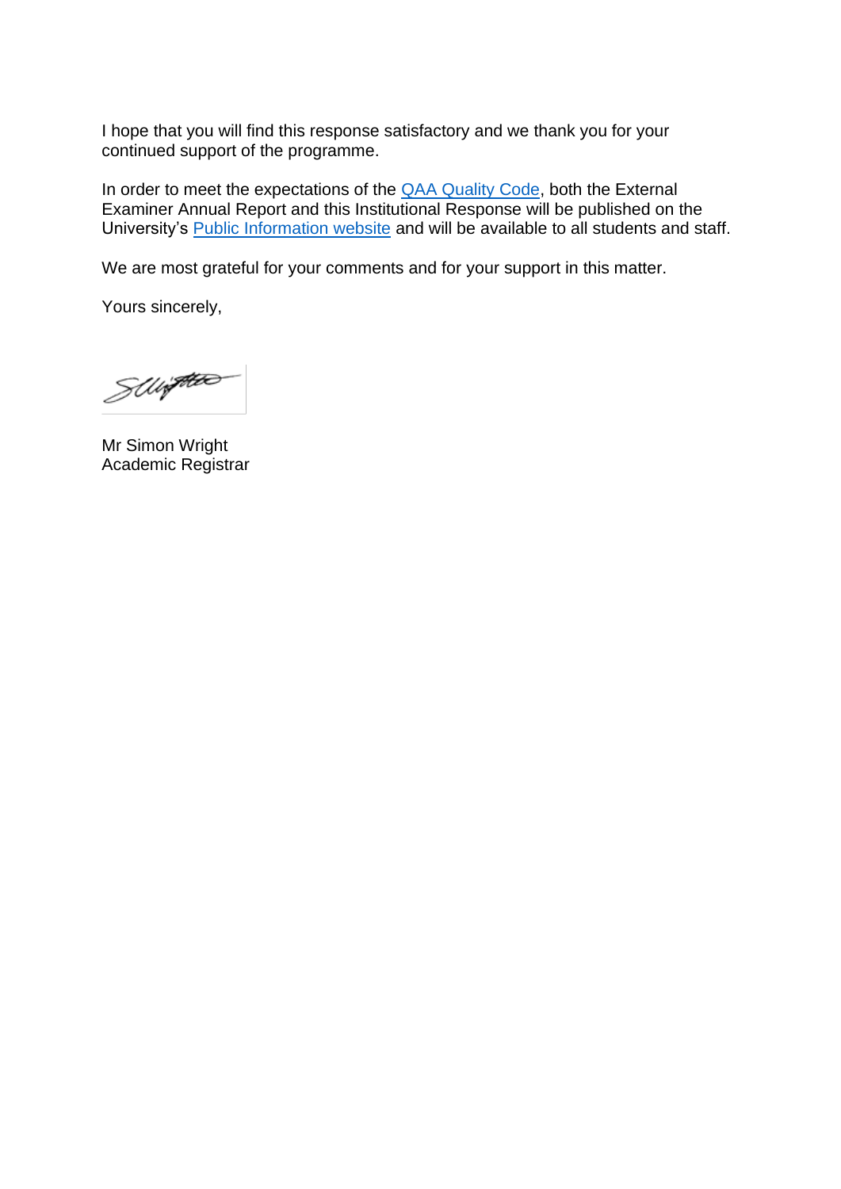I hope that you will find this response satisfactory and we thank you for your continued support of the programme.

In order to meet the expectations of the [QAA Quality Code](), both the External Examiner Annual Report and this Institutional Response will be published on the University's [Public Information website]() and will be available to all students and staff.

We are most grateful for your comments and for your support in this matter.

Yours sincerely,

Mr Simon Wright
Academic Registrar